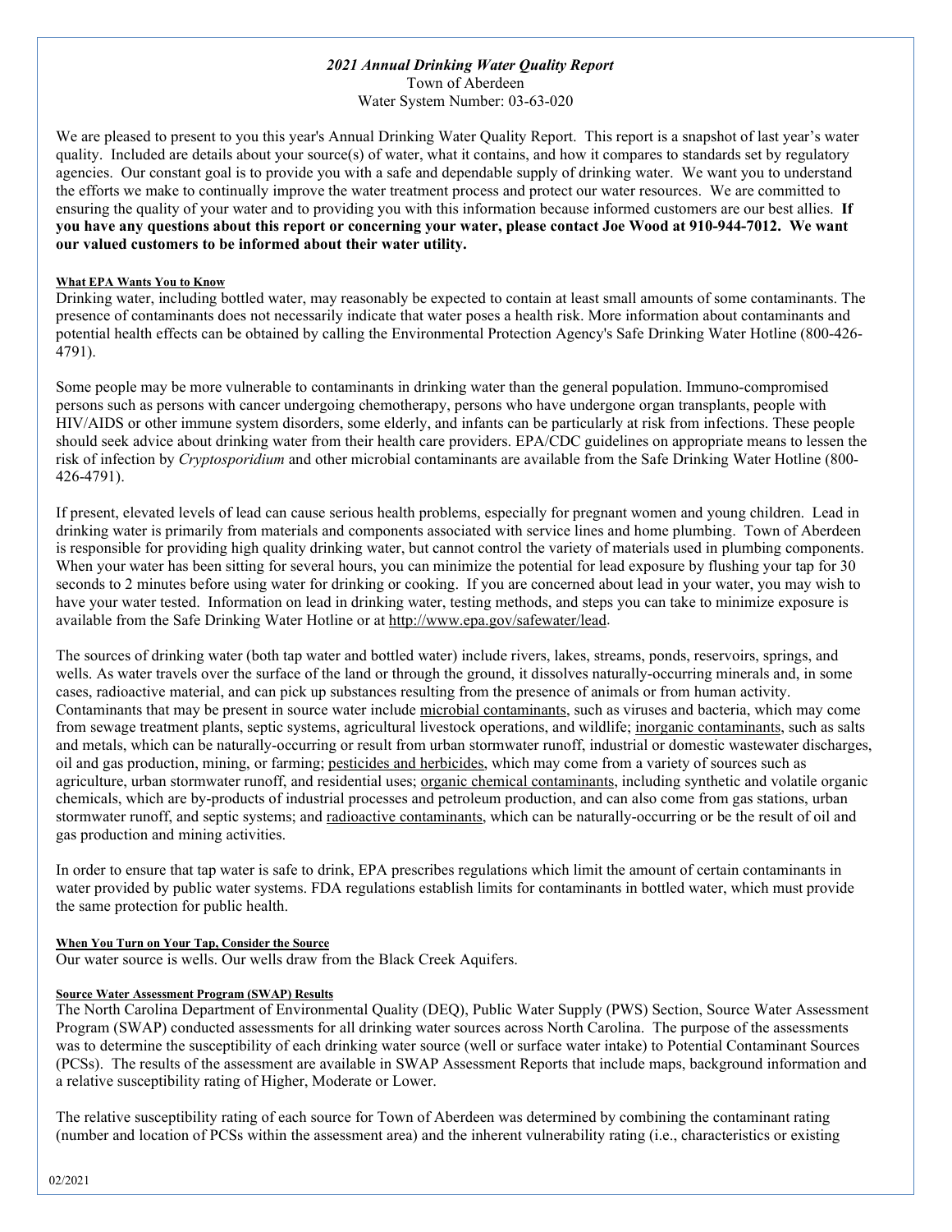*2021 Annual Drinking Water Quality Report*
Town of Aberdeen
Water System Number: 03-63-020

We are pleased to present to you this year's Annual Drinking Water Quality Report. This report is a snapshot of last year's water quality. Included are details about your source(s) of water, what it contains, and how it compares to standards set by regulatory agencies. Our constant goal is to provide you with a safe and dependable supply of drinking water. We want you to understand the efforts we make to continually improve the water treatment process and protect our water resources. We are committed to ensuring the quality of your water and to providing you with this information because informed customers are our best allies. **If you have any questions about this report or concerning your water, please contact Joe Wood at 910-944-7012. We want our valued customers to be informed about their water utility.**

#### What EPA Wants You to Know

Drinking water, including bottled water, may reasonably be expected to contain at least small amounts of some contaminants. The presence of contaminants does not necessarily indicate that water poses a health risk. More information about contaminants and potential health effects can be obtained by calling the Environmental Protection Agency's Safe Drinking Water Hotline (800-426-4791).

Some people may be more vulnerable to contaminants in drinking water than the general population. Immuno-compromised persons such as persons with cancer undergoing chemotherapy, persons who have undergone organ transplants, people with HIV/AIDS or other immune system disorders, some elderly, and infants can be particularly at risk from infections. These people should seek advice about drinking water from their health care providers. EPA/CDC guidelines on appropriate means to lessen the risk of infection by *Cryptosporidium* and other microbial contaminants are available from the Safe Drinking Water Hotline (800-426-4791).

If present, elevated levels of lead can cause serious health problems, especially for pregnant women and young children. Lead in drinking water is primarily from materials and components associated with service lines and home plumbing. Town of Aberdeen is responsible for providing high quality drinking water, but cannot control the variety of materials used in plumbing components. When your water has been sitting for several hours, you can minimize the potential for lead exposure by flushing your tap for 30 seconds to 2 minutes before using water for drinking or cooking. If you are concerned about lead in your water, you may wish to have your water tested. Information on lead in drinking water, testing methods, and steps you can take to minimize exposure is available from the Safe Drinking Water Hotline or at http://www.epa.gov/safewater/lead.

The sources of drinking water (both tap water and bottled water) include rivers, lakes, streams, ponds, reservoirs, springs, and wells. As water travels over the surface of the land or through the ground, it dissolves naturally-occurring minerals and, in some cases, radioactive material, and can pick up substances resulting from the presence of animals or from human activity. Contaminants that may be present in source water include microbial contaminants, such as viruses and bacteria, which may come from sewage treatment plants, septic systems, agricultural livestock operations, and wildlife; inorganic contaminants, such as salts and metals, which can be naturally-occurring or result from urban stormwater runoff, industrial or domestic wastewater discharges, oil and gas production, mining, or farming; pesticides and herbicides, which may come from a variety of sources such as agriculture, urban stormwater runoff, and residential uses; organic chemical contaminants, including synthetic and volatile organic chemicals, which are by-products of industrial processes and petroleum production, and can also come from gas stations, urban stormwater runoff, and septic systems; and radioactive contaminants, which can be naturally-occurring or be the result of oil and gas production and mining activities.

In order to ensure that tap water is safe to drink, EPA prescribes regulations which limit the amount of certain contaminants in water provided by public water systems. FDA regulations establish limits for contaminants in bottled water, which must provide the same protection for public health.

#### When You Turn on Your Tap, Consider the Source

Our water source is wells. Our wells draw from the Black Creek Aquifers.

#### Source Water Assessment Program (SWAP) Results

The North Carolina Department of Environmental Quality (DEQ), Public Water Supply (PWS) Section, Source Water Assessment Program (SWAP) conducted assessments for all drinking water sources across North Carolina. The purpose of the assessments was to determine the susceptibility of each drinking water source (well or surface water intake) to Potential Contaminant Sources (PCSs). The results of the assessment are available in SWAP Assessment Reports that include maps, background information and a relative susceptibility rating of Higher, Moderate or Lower.

The relative susceptibility rating of each source for Town of Aberdeen was determined by combining the contaminant rating (number and location of PCSs within the assessment area) and the inherent vulnerability rating (i.e., characteristics or existing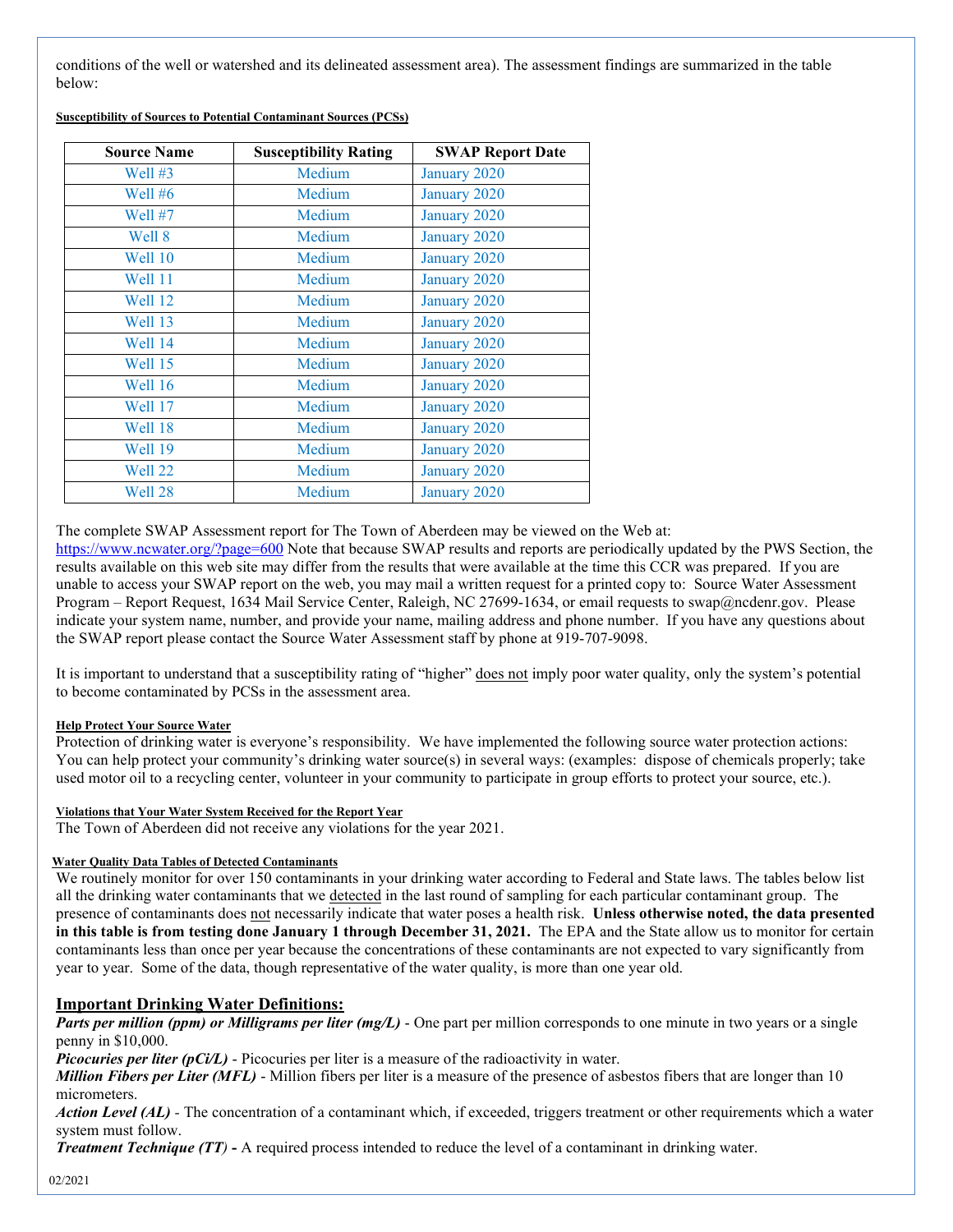conditions of the well or watershed and its delineated assessment area). The assessment findings are summarized in the table below:

**Susceptibility of Sources to Potential Contaminant Sources (PCSs)**

| Source Name | Susceptibility Rating | SWAP Report Date |
|---|---|---|
| Well #3 | Medium | January 2020 |
| Well #6 | Medium | January 2020 |
| Well #7 | Medium | January 2020 |
| Well 8 | Medium | January 2020 |
| Well 10 | Medium | January 2020 |
| Well 11 | Medium | January 2020 |
| Well 12 | Medium | January 2020 |
| Well 13 | Medium | January 2020 |
| Well 14 | Medium | January 2020 |
| Well 15 | Medium | January 2020 |
| Well 16 | Medium | January 2020 |
| Well 17 | Medium | January 2020 |
| Well 18 | Medium | January 2020 |
| Well 19 | Medium | January 2020 |
| Well 22 | Medium | January 2020 |
| Well 28 | Medium | January 2020 |

The complete SWAP Assessment report for The Town of Aberdeen may be viewed on the Web at: https://www.ncwater.org/?page=600 Note that because SWAP results and reports are periodically updated by the PWS Section, the results available on this web site may differ from the results that were available at the time this CCR was prepared. If you are unable to access your SWAP report on the web, you may mail a written request for a printed copy to: Source Water Assessment Program – Report Request, 1634 Mail Service Center, Raleigh, NC 27699-1634, or email requests to swap@ncdenr.gov. Please indicate your system name, number, and provide your name, mailing address and phone number. If you have any questions about the SWAP report please contact the Source Water Assessment staff by phone at 919-707-9098.

It is important to understand that a susceptibility rating of "higher" does not imply poor water quality, only the system's potential to become contaminated by PCSs in the assessment area.

**Help Protect Your Source Water**

Protection of drinking water is everyone's responsibility. We have implemented the following source water protection actions: You can help protect your community's drinking water source(s) in several ways: (examples: dispose of chemicals properly; take used motor oil to a recycling center, volunteer in your community to participate in group efforts to protect your source, etc.).

**Violations that Your Water System Received for the Report Year**

The Town of Aberdeen did not receive any violations for the year 2021.

**Water Quality Data Tables of Detected Contaminants**

We routinely monitor for over 150 contaminants in your drinking water according to Federal and State laws. The tables below list all the drinking water contaminants that we detected in the last round of sampling for each particular contaminant group. The presence of contaminants does not necessarily indicate that water poses a health risk. **Unless otherwise noted, the data presented in this table is from testing done January 1 through December 31, 2021.** The EPA and the State allow us to monitor for certain contaminants less than once per year because the concentrations of these contaminants are not expected to vary significantly from year to year. Some of the data, though representative of the water quality, is more than one year old.

## Important Drinking Water Definitions:

***Parts per million (ppm) or Milligrams per liter (mg/L)*** - One part per million corresponds to one minute in two years or a single penny in $10,000.

***Picocuries per liter (pCi/L)*** - Picocuries per liter is a measure of the radioactivity in water.

***Million Fibers per Liter (MFL)*** - Million fibers per liter is a measure of the presence of asbestos fibers that are longer than 10 micrometers.

***Action Level (AL)*** - The concentration of a contaminant which, if exceeded, triggers treatment or other requirements which a water system must follow.

***Treatment Technique (TT)*** **-** A required process intended to reduce the level of a contaminant in drinking water.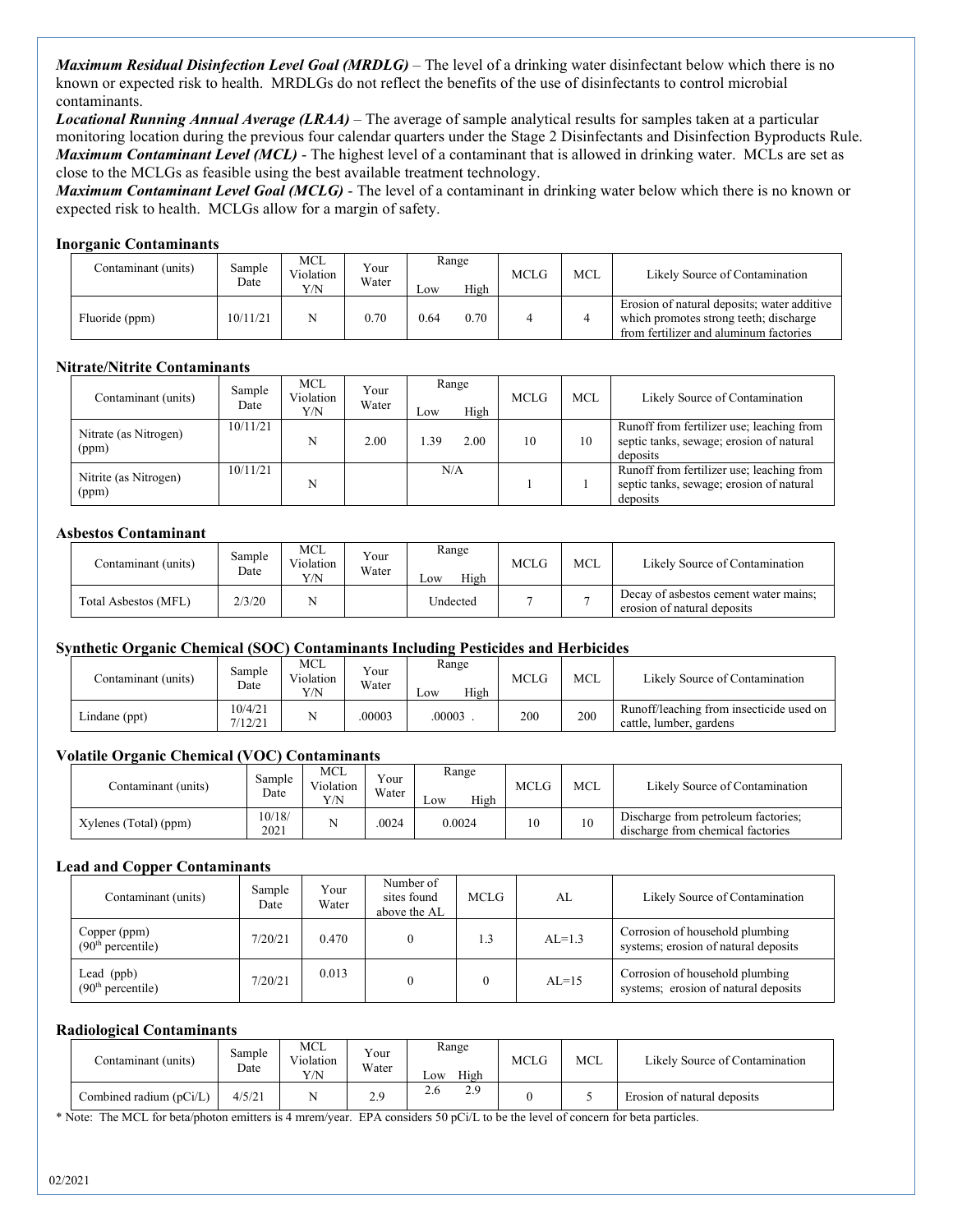***Maximum Residual Disinfection Level Goal (MRDLG)*** – The level of a drinking water disinfectant below which there is no known or expected risk to health. MRDLGs do not reflect the benefits of the use of disinfectants to control microbial contaminants.
***Locational Running Annual Average (LRAA)*** – The average of sample analytical results for samples taken at a particular monitoring location during the previous four calendar quarters under the Stage 2 Disinfectants and Disinfection Byproducts Rule.
***Maximum Contaminant Level (MCL)*** - The highest level of a contaminant that is allowed in drinking water. MCLs are set as close to the MCLGs as feasible using the best available treatment technology.
***Maximum Contaminant Level Goal (MCLG)*** - The level of a contaminant in drinking water below which there is no known or expected risk to health. MCLGs allow for a margin of safety.

**Inorganic Contaminants**

| Contaminant (units) | Sample Date | MCL Violation Y/N | Your Water | Range | | MCLG | MCL | Likely Source of Contamination |
|---|---|---|---|---|---|---|---|---|
| | | | | Low | High | | | |
| Fluoride (ppm) | 10/11/21 | N | 0.70 | 0.64 | 0.70 | 4 | 4 | Erosion of natural deposits; water additive which promotes strong teeth; discharge from fertilizer and aluminum factories |

**Nitrate/Nitrite Contaminants**

| Contaminant (units) | Sample Date | MCL Violation Y/N | Your Water | Range | | MCLG | MCL | Likely Source of Contamination |
|---|---|---|---|---|---|---|---|---|
| | | | | Low | High | | | |
| Nitrate (as Nitrogen) (ppm) | 10/11/21 | N | 2.00 | 1.39 | 2.00 | 10 | 10 | Runoff from fertilizer use; leaching from septic tanks, sewage; erosion of natural deposits |
| Nitrite (as Nitrogen) (ppm) | 10/11/21 | N | | N/A | | 1 | 1 | Runoff from fertilizer use; leaching from septic tanks, sewage; erosion of natural deposits |

**Asbestos Contaminant**

| Contaminant (units) | Sample Date | MCL Violation Y/N | Your Water | Range | | MCLG | MCL | Likely Source of Contamination |
|---|---|---|---|---|---|---|---|---|
| | | | | Low | High | | | |
| Total Asbestos (MFL) | 2/3/20 | N | | Undected | | 7 | 7 | Decay of asbestos cement water mains; erosion of natural deposits |

**Synthetic Organic Chemical (SOC) Contaminants Including Pesticides and Herbicides**

| Contaminant (units) | Sample Date | MCL Violation Y/N | Your Water | Range | | MCLG | MCL | Likely Source of Contamination |
|---|---|---|---|---|---|---|---|---|
| | | | | Low | High | | | |
| Lindane (ppt) | 10/4/21 7/12/21 | N | .00003 | .00003 . | | 200 | 200 | Runoff/leaching from insecticide used on cattle, lumber, gardens |

**Volatile Organic Chemical (VOC) Contaminants**

| Contaminant (units) | Sample Date | MCL Violation Y/N | Your Water | Range | | MCLG | MCL | Likely Source of Contamination |
|---|---|---|---|---|---|---|---|---|
| | | | | Low | High | | | |
| Xylenes (Total) (ppm) | 10/18/ 2021 | N | .0024 | 0.0024 | | 10 | 10 | Discharge from petroleum factories; discharge from chemical factories |

**Lead and Copper Contaminants**

| Contaminant (units) | Sample Date | Your Water | Number of sites found above the AL | MCLG | AL | Likely Source of Contamination |
|---|---|---|---|---|---|---|
| Copper (ppm) (90th percentile) | 7/20/21 | 0.470 | 0 | 1.3 | AL=1.3 | Corrosion of household plumbing systems; erosion of natural deposits |
| Lead (ppb) (90th percentile) | 7/20/21 | 0.013 | 0 | 0 | AL=15 | Corrosion of household plumbing systems; erosion of natural deposits |

**Radiological Contaminants**

| Contaminant (units) | Sample Date | MCL Violation Y/N | Your Water | Range | | MCLG | MCL | Likely Source of Contamination |
|---|---|---|---|---|---|---|---|---|
| | | | | Low | High | | | |
| Combined radium (pCi/L) | 4/5/21 | N | 2.9 | 2.6 | 2.9 | 0 | 5 | Erosion of natural deposits |

* Note: The MCL for beta/photon emitters is 4 mrem/year. EPA considers 50 pCi/L to be the level of concern for beta particles.

02/2021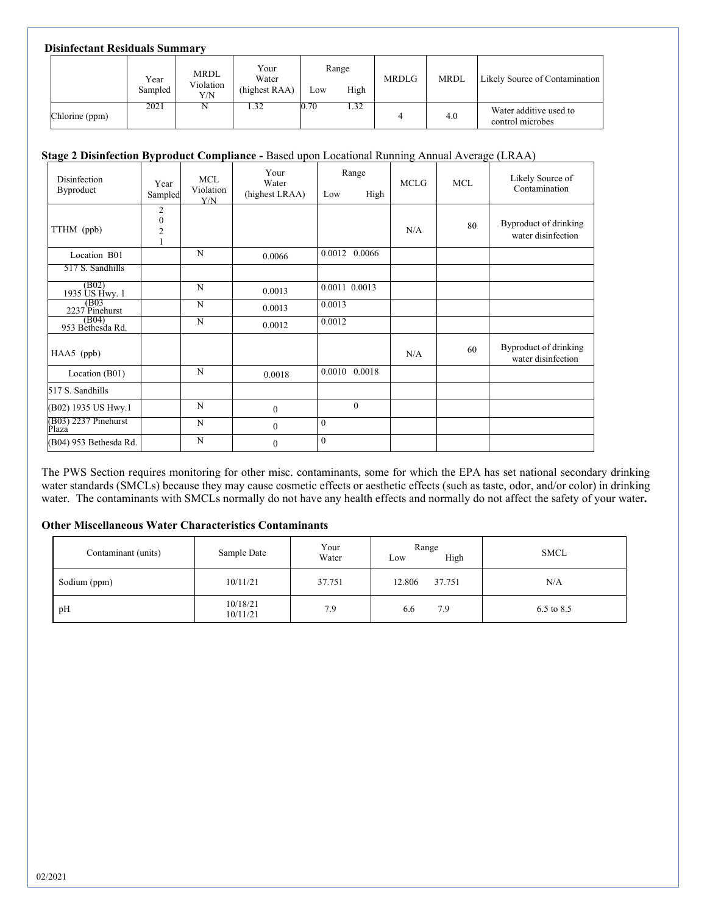### Disinfectant Residuals Summary

| | Year Sampled | MRDL Violation Y/N | Your Water (highest RAA) | Range Low | Range High | MRDLG | MRDL | Likely Source of Contamination |
|---|---|---|---|---|---|---|---|---|
| Chlorine (ppm) | 2021 | N | 1.32 | 0.70 | 1.32 | 4 | 4.0 | Water additive used to control microbes |

### Stage 2 Disinfection Byproduct Compliance - Based upon Locational Running Annual Average (LRAA)

| Disinfection Byproduct | Year Sampled | MCL Violation Y/N | Your Water (highest LRAA) | Range Low | Range High | MCLG | MCL | Likely Source of Contamination |
|---|---|---|---|---|---|---|---|---|
| TTHM (ppb) | 2021 | | | | | N/A | 80 | Byproduct of drinking water disinfection |
| Location B01 | | N | 0.0066 | 0.0012 | 0.0066 | | | |
| 517 S. Sandhills | | | | | | | | |
| (B02) 1935 US Hwy. 1 | | N | 0.0013 | 0.0011 | 0.0013 | | | |
| (B03 2237 Pinehurst | | N | 0.0013 | 0.0013 | | | | |
| (B04) 953 Bethesda Rd. | | N | 0.0012 | 0.0012 | | | | |
| HAA5 (ppb) | | | | | | N/A | 60 | Byproduct of drinking water disinfection |
| Location (B01) | | N | 0.0018 | 0.0010 | 0.0018 | | | |
| 517 S. Sandhills | | | | | | | | |
| (B02) 1935 US Hwy.1 | | N | 0 | | 0 | | | |
| (B03) 2237 Pinehurst Plaza | | N | 0 | 0 | | | | |
| (B04) 953 Bethesda Rd. | | N | 0 | 0 | | | | |

The PWS Section requires monitoring for other misc. contaminants, some for which the EPA has set national secondary drinking water standards (SMCLs) because they may cause cosmetic effects or aesthetic effects (such as taste, odor, and/or color) in drinking water. The contaminants with SMCLs normally do not have any health effects and normally do not affect the safety of your water**.**

### Other Miscellaneous Water Characteristics Contaminants

| Contaminant (units) | Sample Date | Your Water | Range Low | Range High | SMCL |
|---|---|---|---|---|---|
| Sodium (ppm) | 10/11/21 | 37.751 | 12.806 | 37.751 | N/A |
| pH | 10/18/21 10/11/21 | 7.9 | 6.6 | 7.9 | 6.5 to 8.5 |